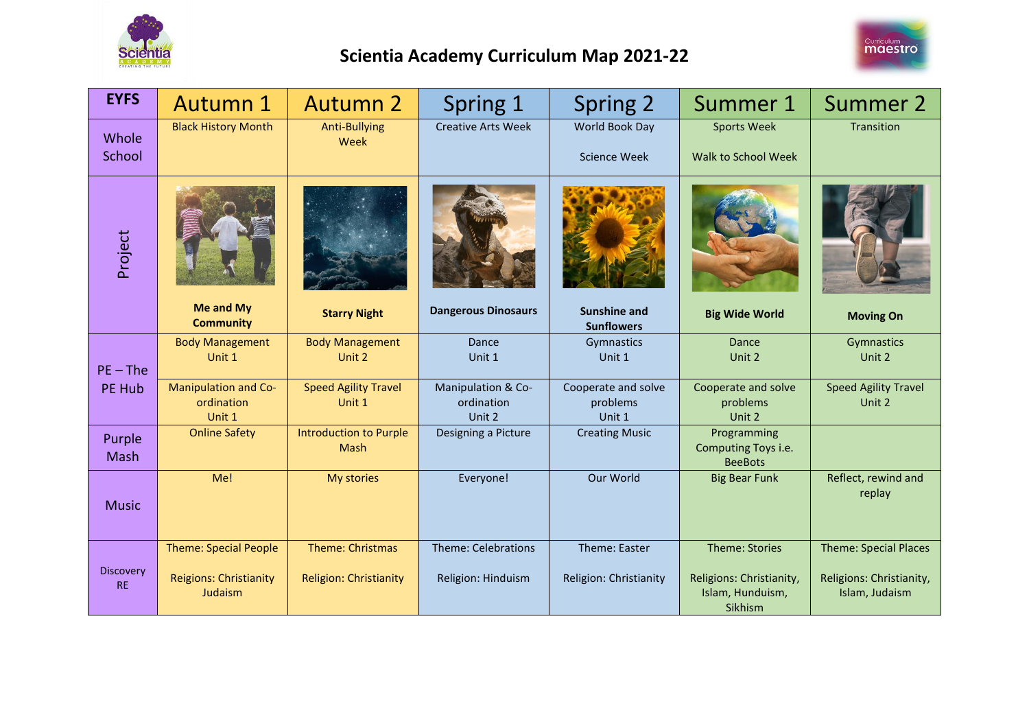# Scientia Academy Curriculum Map 2021-22

| EYFS | Autumn 1 | Autumn 2 | Spring 1 | Spring 2 | Summer 1 | Summer 2 |
|---|---|---|---|---|---|---|
| Whole School | Black History Month | Anti-Bullying Week | Creative Arts Week | World Book Day<br><br>Science Week | Sports Week<br><br>Walk to School Week | Transition |
| Project | **Me and My Community** | **Starry Night** | **Dangerous Dinosaurs** | **Sunshine and Sunflowers** | **Big Wide World** | **Moving On** |
| PE – The PE Hub | Body Management<br>Unit 1 | Body Management<br>Unit 2 | Dance<br>Unit 1 | Gymnastics<br>Unit 1 | Dance<br>Unit 2 | Gymnastics<br>Unit 2 |
| | Manipulation and Co-ordination<br>Unit 1 | Speed Agility Travel<br>Unit 1 | Manipulation & Co-ordination<br>Unit 2 | Cooperate and solve problems<br>Unit 1 | Cooperate and solve problems<br>Unit 2 | Speed Agility Travel<br>Unit 2 |
| Purple Mash | Online Safety | Introduction to Purple Mash | Designing a Picture | Creating Music | Programming Computing Toys i.e. BeeBots | |
| Music | Me! | My stories | Everyone! | Our World | Big Bear Funk | Reflect, rewind and replay |
| Discovery RE | Theme: Special People<br><br>Reigions: Christianity Judaism | Theme: Christmas<br><br>Religion: Christianity | Theme: Celebrations<br><br>Religion: Hinduism | Theme: Easter<br><br>Religion: Christianity | Theme: Stories<br><br>Religions: Christianity, Islam, Hunduism, Sikhism | Theme: Special Places<br><br>Religions: Christianity, Islam, Judaism |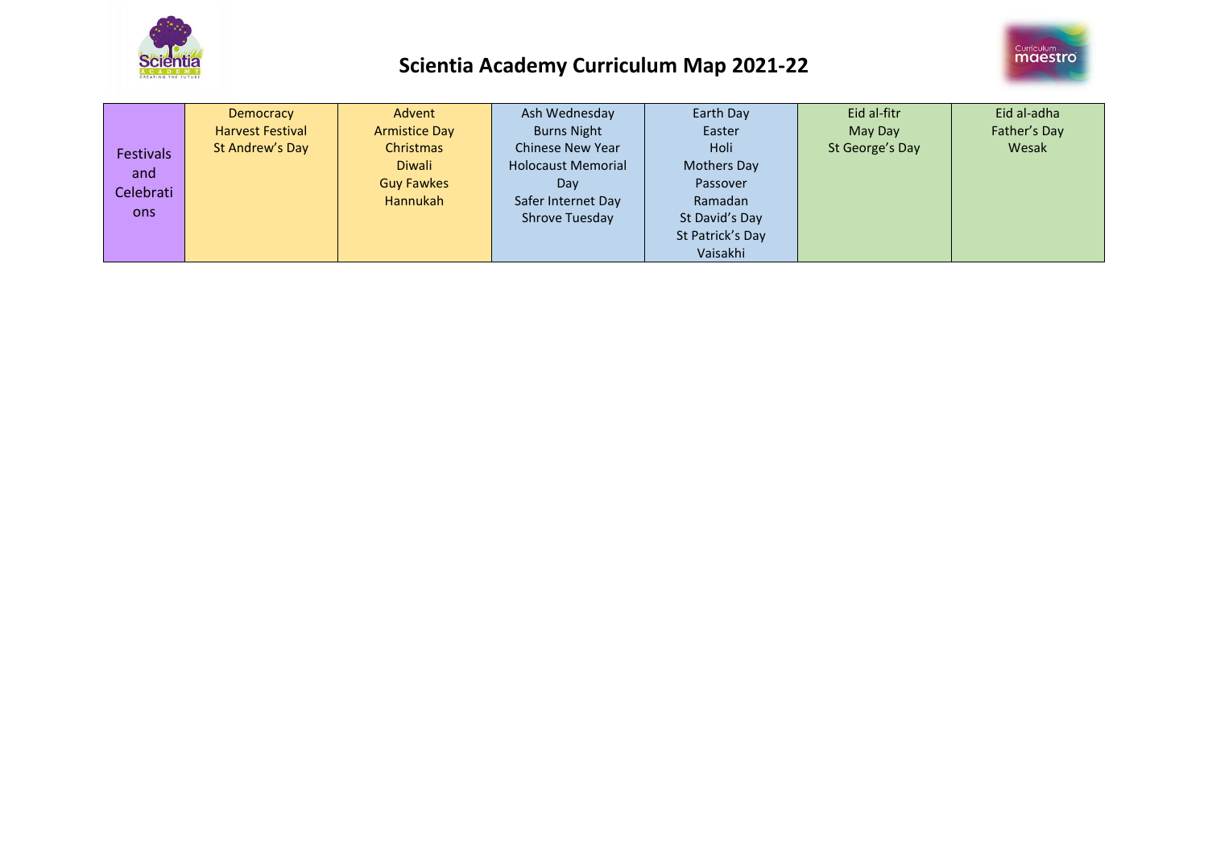# Scientia Academy Curriculum Map 2021-22

| Festivals and Celebrations | Democracy<br>Harvest Festival<br>St Andrew's Day | Advent<br>Armistice Day<br>Christmas<br>Diwali<br>Guy Fawkes<br>Hannukah | Ash Wednesday<br>Burns Night<br>Chinese New Year<br>Holocaust Memorial Day<br>Safer Internet Day<br>Shrove Tuesday | Earth Day<br>Easter<br>Holi<br>Mothers Day<br>Passover<br>Ramadan<br>St David's Day<br>St Patrick's Day<br>Vaisakhi | Eid al-fitr<br>May Day<br>St George's Day | Eid al-adha<br>Father's Day<br>Wesak |
|---|---|---|---|---|---|---|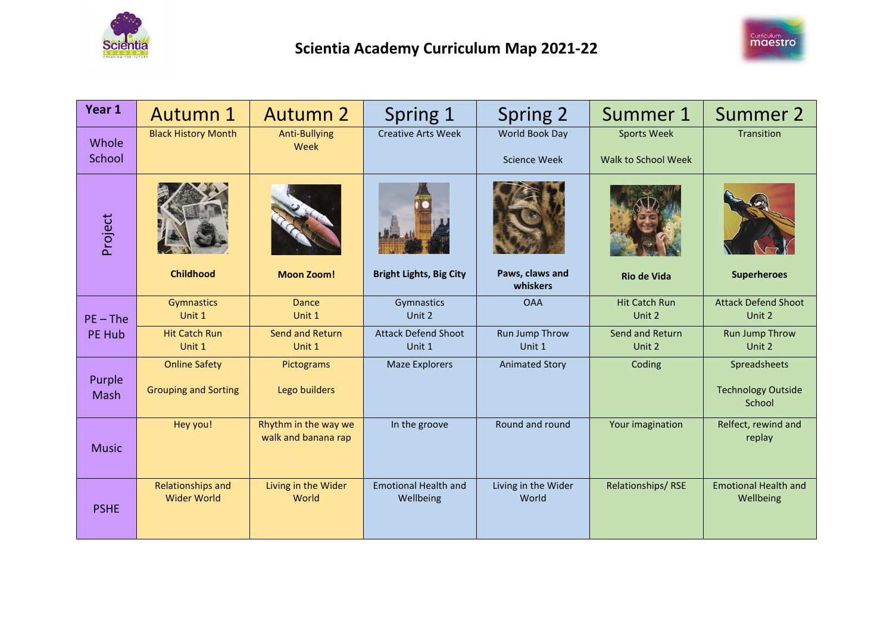# Scientia Academy Curriculum Map 2021-22

| Year 1 | Autumn 1 | Autumn 2 | Spring 1 | Spring 2 | Summer 1 | Summer 2 |
|---|---|---|---|---|---|---|
| Whole School | Black History Month | Anti-Bullying Week | Creative Arts Week | World Book Day<br><br>Science Week | Sports Week<br><br>Walk to School Week | Transition |
| Project | **Childhood** | **Moon Zoom!** | **Bright Lights, Big City** | **Paws, claws and whiskers** | **Rio de Vida** | **Superheroes** |
| PE – The PE Hub | Gymnastics Unit 1 | Dance Unit 1 | Gymnastics Unit 2 | OAA | Hit Catch Run Unit 2 | Attack Defend Shoot Unit 2 |
| | Hit Catch Run Unit 1 | Send and Return Unit 1 | Attack Defend Shoot Unit 1 | Run Jump Throw Unit 1 | Send and Return Unit 2 | Run Jump Throw Unit 2 |
| Purple Mash | Online Safety<br><br>Grouping and Sorting | Pictograms<br><br>Lego builders | Maze Explorers | Animated Story | Coding | Spreadsheets<br><br>Technology Outside School |
| Music | Hey you! | Rhythm in the way we walk and banana rap | In the groove | Round and round | Your imagination | Relfect, rewind and replay |
| PSHE | Relationships and Wider World | Living in the Wider World | Emotional Health and Wellbeing | Living in the Wider World | Relationships/ RSE | Emotional Health and Wellbeing |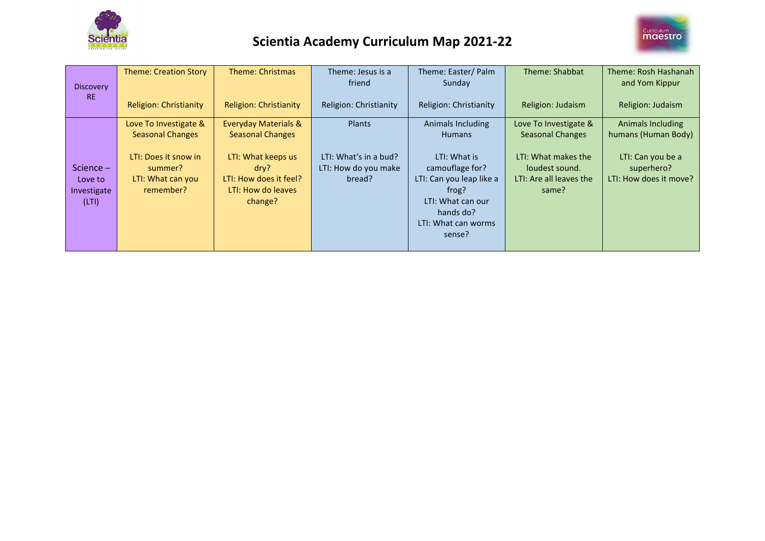# Scientia Academy Curriculum Map 2021-22

| | | | | | | |
|---|---|---|---|---|---|---|
| Discovery RE | Theme: Creation Story<br><br>Religion: Christianity | Theme: Christmas<br><br>Religion: Christianity | Theme: Jesus is a friend<br><br>Religion: Christianity | Theme: Easter/ Palm Sunday<br><br>Religion: Christianity | Theme: Shabbat<br><br>Religion: Judaism | Theme: Rosh Hashanah and Yom Kippur<br><br>Religion: Judaism |
| Science – Love to Investigate (LTI) | Love To Investigate & Seasonal Changes<br><br>LTI: Does it snow in summer?<br>LTI: What can you remember? | Everyday Materials & Seasonal Changes<br><br>LTI: What keeps us dry?<br>LTI: How does it feel?<br>LTI: How do leaves change? | Plants<br><br>LTI: What's in a bud?<br>LTI: How do you make bread? | Animals Including Humans<br><br>LTI: What is camouflage for?<br>LTI: Can you leap like a frog?<br>LTI: What can our hands do?<br>LTI: What can worms sense? | Love To Investigate & Seasonal Changes<br><br>LTI: What makes the loudest sound.<br>LTI: Are all leaves the same? | Animals Including humans (Human Body)<br><br>LTI: Can you be a superhero?<br>LTI: How does it move? |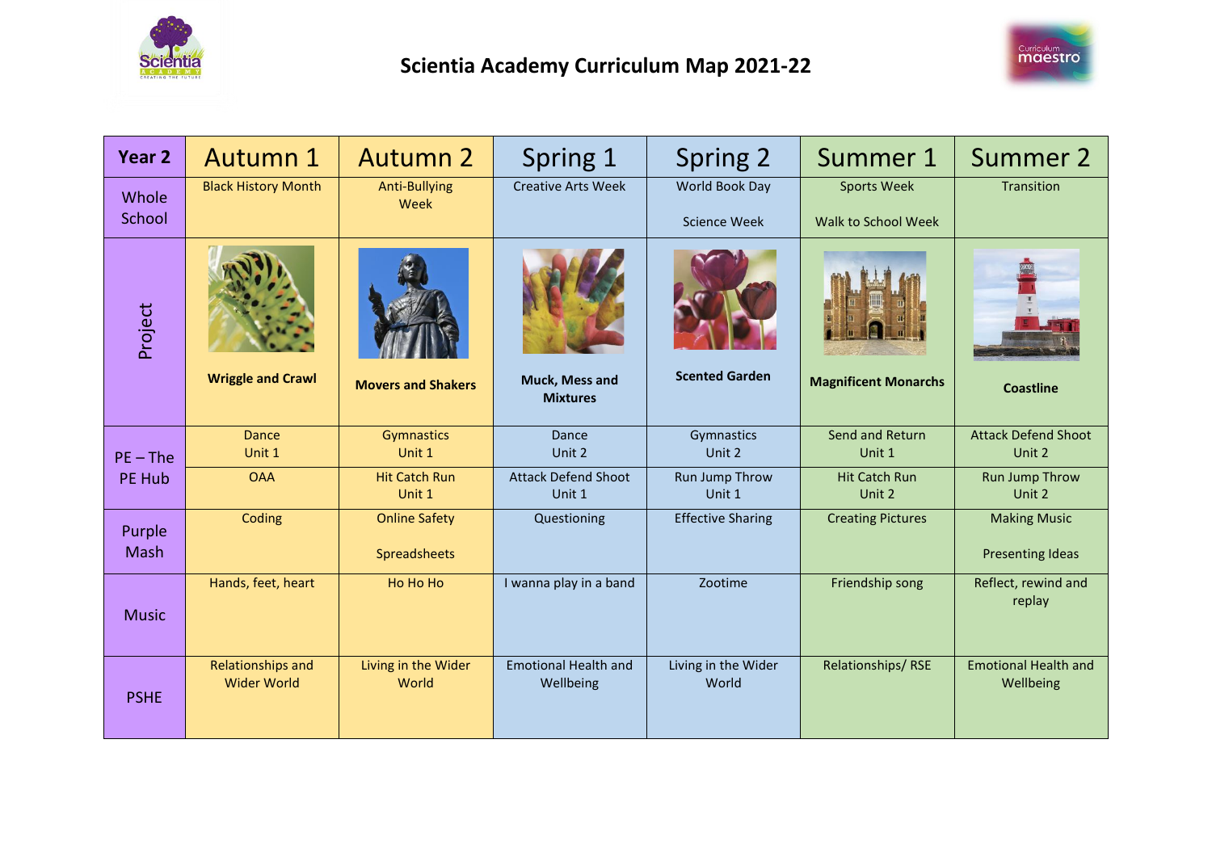# Scientia Academy Curriculum Map 2021-22

| Year 2 | Autumn 1 | Autumn 2 | Spring 1 | Spring 2 | Summer 1 | Summer 2 |
|---|---|---|---|---|---|---|
| Whole School | Black History Month | Anti-Bullying Week | Creative Arts Week | World Book Day<br><br>Science Week | Sports Week<br><br>Walk to School Week | Transition |
| Project | **Wriggle and Crawl** | **Movers and Shakers** | **Muck, Mess and Mixtures** | **Scented Garden** | **Magnificent Monarchs** | **Coastline** |
| PE – The PE Hub | Dance Unit 1 | Gymnastics Unit 1 | Dance Unit 2 | Gymnastics Unit 2 | Send and Return Unit 1 | Attack Defend Shoot Unit 2 |
| | OAA | Hit Catch Run Unit 1 | Attack Defend Shoot Unit 1 | Run Jump Throw Unit 1 | Hit Catch Run Unit 2 | Run Jump Throw Unit 2 |
| Purple Mash | Coding | Online Safety<br><br>Spreadsheets | Questioning | Effective Sharing | Creating Pictures | Making Music<br><br>Presenting Ideas |
| Music | Hands, feet, heart | Ho Ho Ho | I wanna play in a band | Zootime | Friendship song | Reflect, rewind and replay |
| PSHE | Relationships and Wider World | Living in the Wider World | Emotional Health and Wellbeing | Living in the Wider World | Relationships/ RSE | Emotional Health and Wellbeing |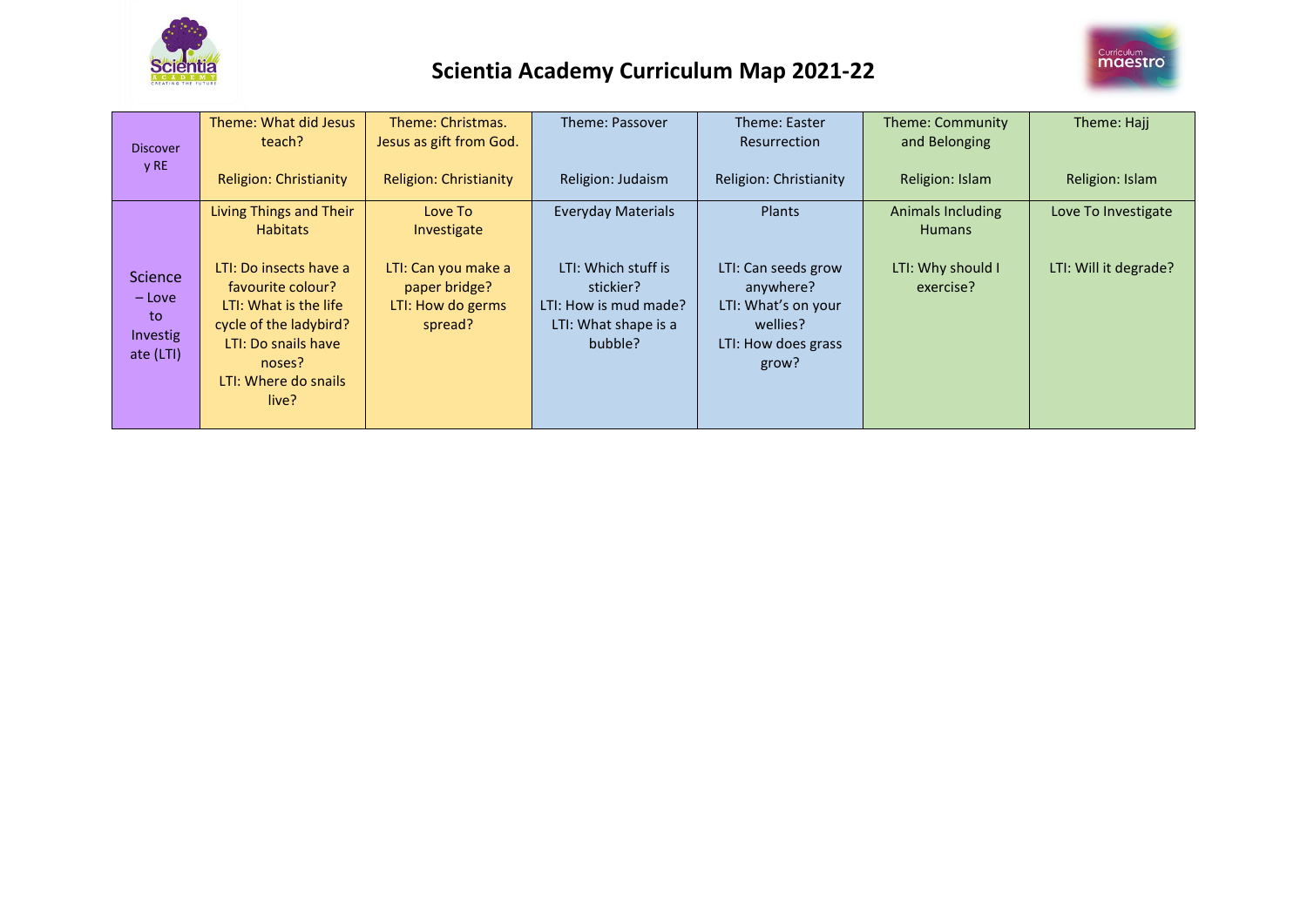# Scientia Academy Curriculum Map 2021-22

| Discovery RE | Theme: What did Jesus teach?<br><br>Religion: Christianity | Theme: Christmas. Jesus as gift from God.<br><br>Religion: Christianity | Theme: Passover<br><br>Religion: Judaism | Theme: Easter Resurrection<br><br>Religion: Christianity | Theme: Community and Belonging<br><br>Religion: Islam | Theme: Hajj<br><br>Religion: Islam |
|---|---|---|---|---|---|---|
| Science – Love to Investigate (LTI) | Living Things and Their Habitats<br><br>LTI: Do insects have a favourite colour?<br>LTI: What is the life cycle of the ladybird?<br>LTI: Do snails have noses?<br>LTI: Where do snails live? | Love To Investigate<br><br>LTI: Can you make a paper bridge?<br>LTI: How do germs spread? | Everyday Materials<br><br>LTI: Which stuff is stickier?<br>LTI: How is mud made?<br>LTI: What shape is a bubble? | Plants<br><br>LTI: Can seeds grow anywhere?<br>LTI: What's on your wellies?<br>LTI: How does grass grow? | Animals Including Humans<br><br>LTI: Why should I exercise? | Love To Investigate<br><br>LTI: Will it degrade? |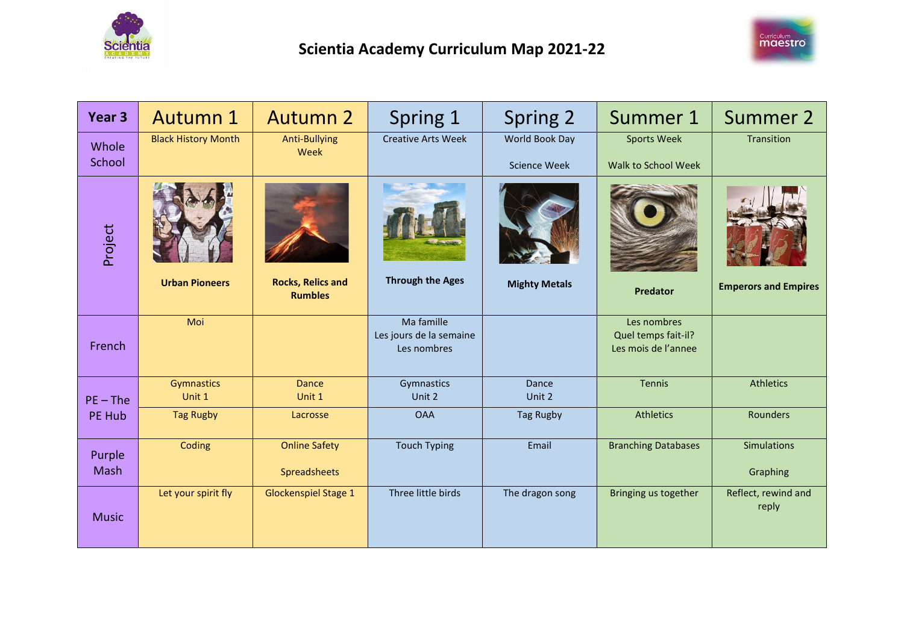# Scientia Academy Curriculum Map 2021-22

| Year 3 | Autumn 1 | Autumn 2 | Spring 1 | Spring 2 | Summer 1 | Summer 2 |
|---|---|---|---|---|---|---|
| Whole School | Black History Month | Anti-Bullying Week | Creative Arts Week | World Book Day<br><br>Science Week | Sports Week<br><br>Walk to School Week | Transition |
| Project | **Urban Pioneers** | **Rocks, Relics and Rumbles** | **Through the Ages** | **Mighty Metals** | **Predator** | **Emperors and Empires** |
| French | Moi | | Ma famille<br>Les jours de la semaine<br>Les nombres | | Les nombres<br>Quel temps fait-il?<br>Les mois de l'annee | |
| PE – The PE Hub | Gymnastics Unit 1 | Dance Unit 1 | Gymnastics Unit 2 | Dance Unit 2 | Tennis | Athletics |
| | Tag Rugby | Lacrosse | OAA | Tag Rugby | Athletics | Rounders |
| Purple Mash | Coding | Online Safety<br><br>Spreadsheets | Touch Typing | Email | Branching Databases | Simulations<br><br>Graphing |
| Music | Let your spirit fly | Glockenspiel Stage 1 | Three little birds | The dragon song | Bringing us together | Reflect, rewind and reply |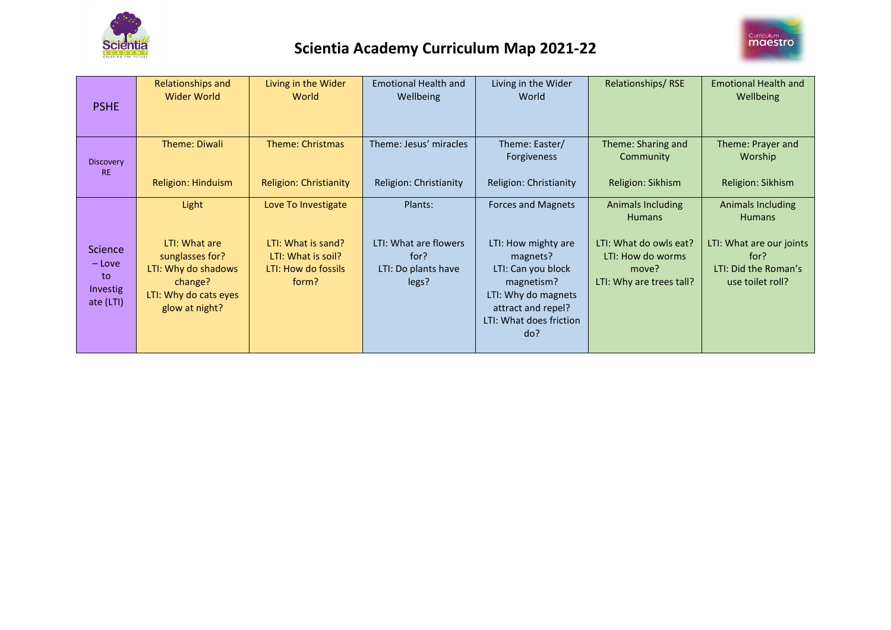# Scientia Academy Curriculum Map 2021-22

| PSHE | Relationships and Wider World | Living in the Wider World | Emotional Health and Wellbeing | Living in the Wider World | Relationships/ RSE | Emotional Health and Wellbeing |
|---|---|---|---|---|---|---|
| Discovery RE | Theme: Diwali<br><br>Religion: Hinduism | Theme: Christmas<br><br>Religion: Christianity | Theme: Jesus' miracles<br><br>Religion: Christianity | Theme: Easter/ Forgiveness<br><br>Religion: Christianity | Theme: Sharing and Community<br><br>Religion: Sikhism | Theme: Prayer and Worship<br><br>Religion: Sikhism |
| Science – Love to Investigate (LTI) | Light<br><br>LTI: What are sunglasses for?<br>LTI: Why do shadows change?<br>LTI: Why do cats eyes glow at night? | Love To Investigate<br><br>LTI: What is sand?<br>LTI: What is soil?<br>LTI: How do fossils form? | Plants:<br><br>LTI: What are flowers for?<br>LTI: Do plants have legs? | Forces and Magnets<br><br>LTI: How mighty are magnets?<br>LTI: Can you block magnetism?<br>LTI: Why do magnets attract and repel?<br>LTI: What does friction do? | Animals Including Humans<br><br>LTI: What do owls eat?<br>LTI: How do worms move?<br>LTI: Why are trees tall? | Animals Including Humans<br><br>LTI: What are our joints for?<br>LTI: Did the Roman's use toilet roll? |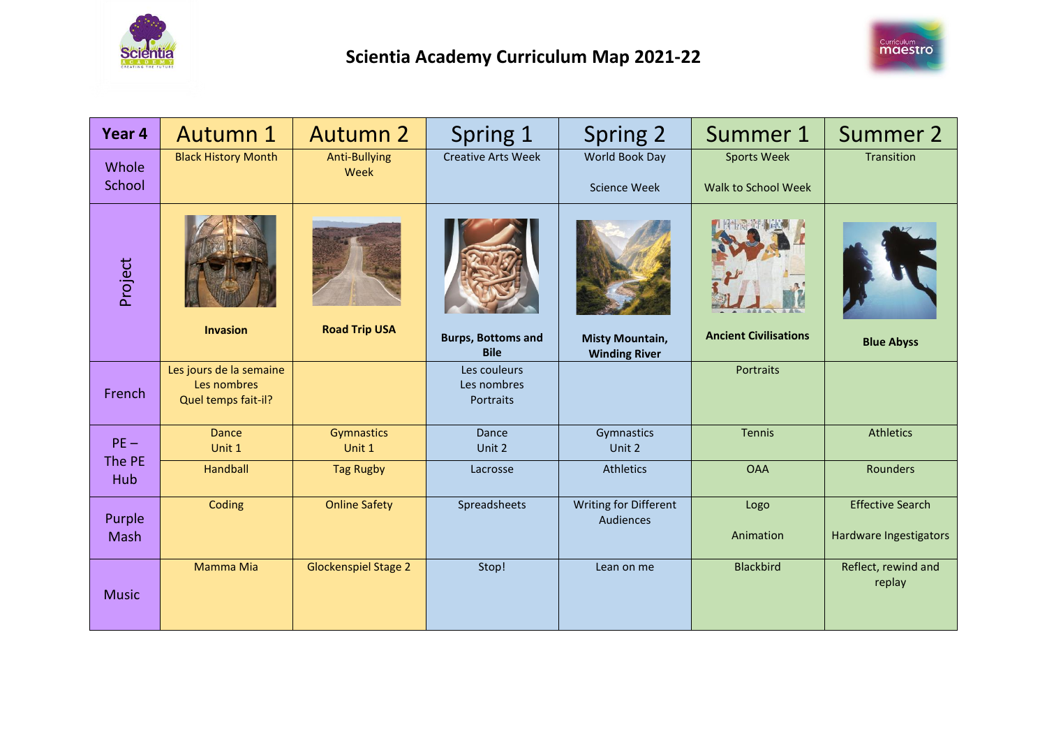# Scientia Academy Curriculum Map 2021-22

| Year 4 | Autumn 1 | Autumn 2 | Spring 1 | Spring 2 | Summer 1 | Summer 2 |
|---|---|---|---|---|---|---|
| Whole School | Black History Month | Anti-Bullying Week | Creative Arts Week | World Book Day<br><br>Science Week | Sports Week<br><br>Walk to School Week | Transition |
| Project | **Invasion** | **Road Trip USA** | **Burps, Bottoms and Bile** | **Misty Mountain, Winding River** | **Ancient Civilisations** | **Blue Abyss** |
| French | Les jours de la semaine<br>Les nombres<br>Quel temps fait-il? | | Les couleurs<br>Les nombres<br>Portraits | | Portraits | |
| PE – The PE Hub | Dance Unit 1 | Gymnastics Unit 1 | Dance Unit 2 | Gymnastics Unit 2 | Tennis | Athletics |
| | Handball | Tag Rugby | Lacrosse | Athletics | OAA | Rounders |
| Purple Mash | Coding | Online Safety | Spreadsheets | Writing for Different Audiences | Logo<br><br>Animation | Effective Search<br><br>Hardware Ingestigators |
| Music | Mamma Mia | Glockenspiel Stage 2 | Stop! | Lean on me | Blackbird | Reflect, rewind and replay |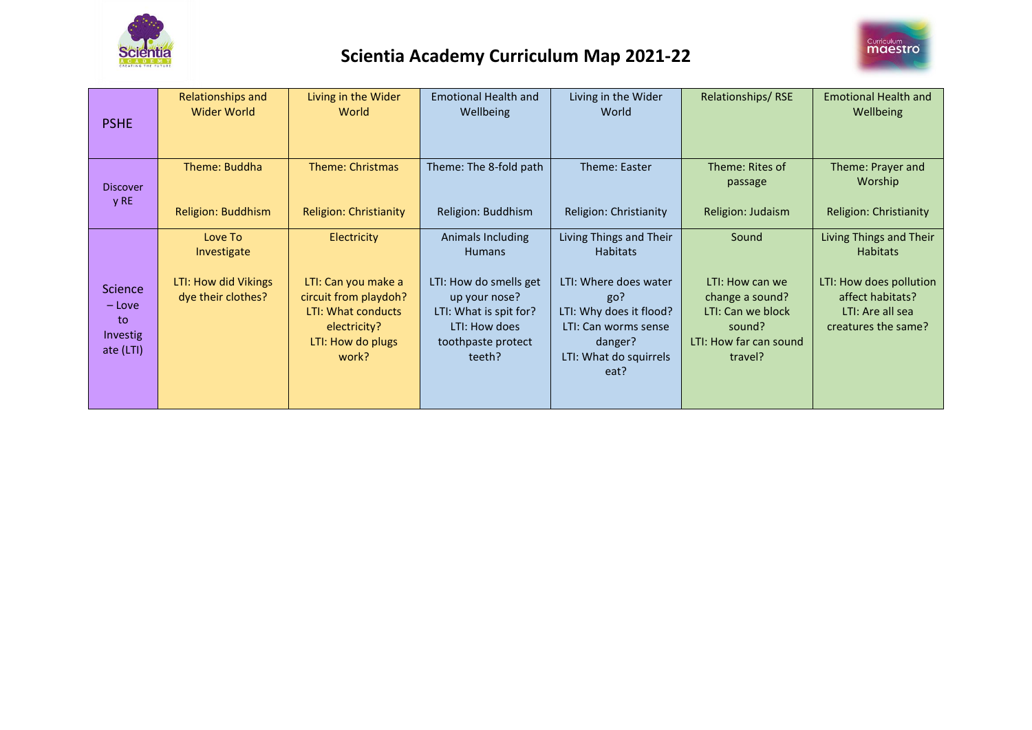# Scientia Academy Curriculum Map 2021-22

| | | | | | | |
|---|---|---|---|---|---|---|
| PSHE | Relationships and Wider World | Living in the Wider World | Emotional Health and Wellbeing | Living in the Wider World | Relationships/ RSE | Emotional Health and Wellbeing |
| Discovery RE | Theme: Buddha<br><br>Religion: Buddhism | Theme: Christmas<br><br>Religion: Christianity | Theme: The 8-fold path<br><br>Religion: Buddhism | Theme: Easter<br><br>Religion: Christianity | Theme: Rites of passage<br><br>Religion: Judaism | Theme: Prayer and Worship<br><br>Religion: Christianity |
| Science – Love to Investigate (LTI) | Love To Investigate<br><br>LTI: How did Vikings dye their clothes? | Electricity<br><br>LTI: Can you make a circuit from playdoh?<br>LTI: What conducts electricity?<br>LTI: How do plugs work? | Animals Including Humans<br><br>LTI: How do smells get up your nose?<br>LTI: What is spit for?<br>LTI: How does toothpaste protect teeth? | Living Things and Their Habitats<br><br>LTI: Where does water go?<br>LTI: Why does it flood?<br>LTI: Can worms sense danger?<br>LTI: What do squirrels eat? | Sound<br><br>LTI: How can we change a sound?<br>LTI: Can we block sound?<br>LTI: How far can sound travel? | Living Things and Their Habitats<br><br>LTI: How does pollution affect habitats?<br>LTI: Are all sea creatures the same? |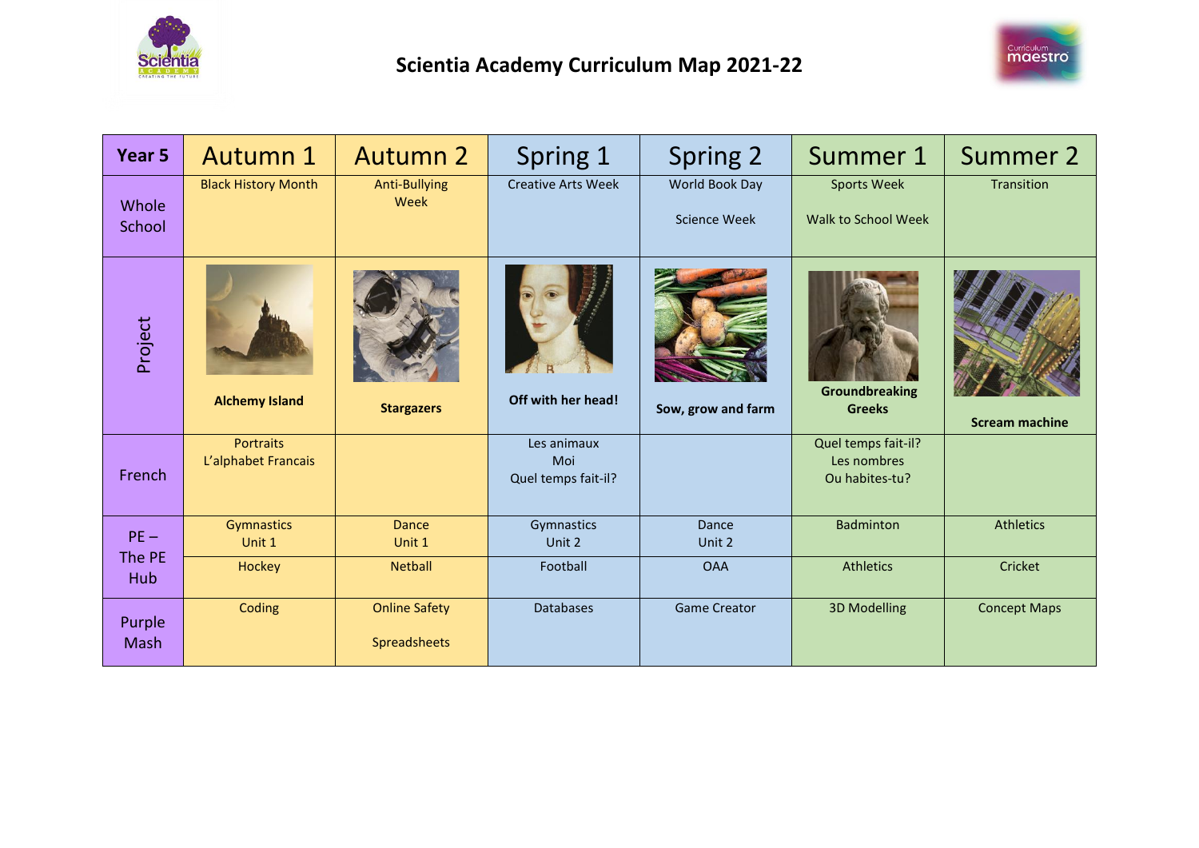# Scientia Academy Curriculum Map 2021-22

| Year 5 | Autumn 1 | Autumn 2 | Spring 1 | Spring 2 | Summer 1 | Summer 2 |
|---|---|---|---|---|---|---|
| Whole School | Black History Month | Anti-Bullying Week | Creative Arts Week | World Book Day<br><br>Science Week | Sports Week<br><br>Walk to School Week | Transition |
| Project | **Alchemy Island** | **Stargazers** | **Off with her head!** | **Sow, grow and farm** | **Groundbreaking Greeks** | **Scream machine** |
| French | Portraits<br>L'alphabet Francais | | Les animaux<br>Moi<br>Quel temps fait-il? | | Quel temps fait-il?<br>Les nombres<br>Ou habites-tu? | |
| PE – The PE Hub | Gymnastics<br>Unit 1 | Dance<br>Unit 1 | Gymnastics<br>Unit 2 | Dance<br>Unit 2 | Badminton | Athletics |
| | Hockey | Netball | Football | OAA | Athletics | Cricket |
| Purple Mash | Coding | Online Safety<br><br>Spreadsheets | Databases | Game Creator | 3D Modelling | Concept Maps |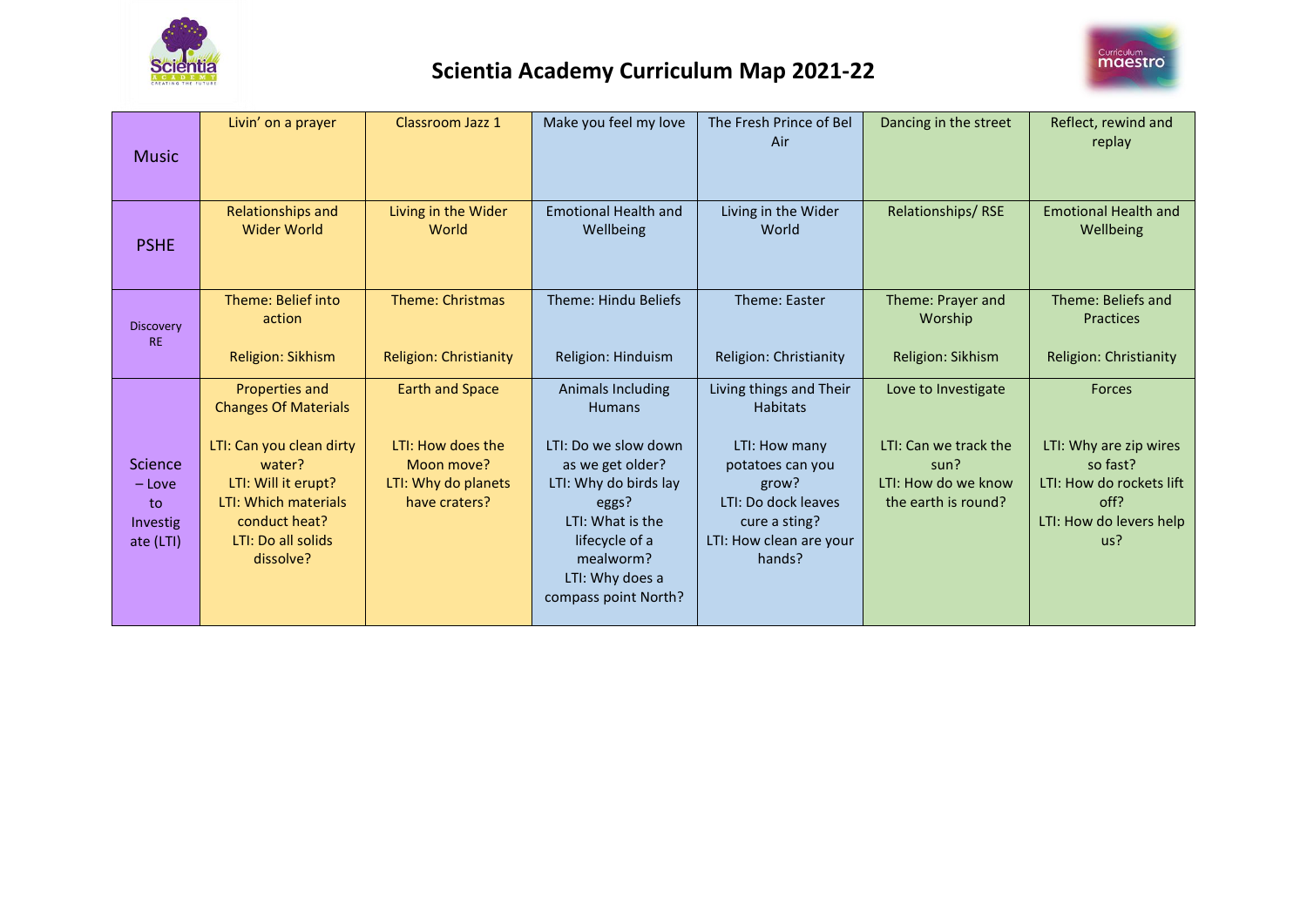# Scientia Academy Curriculum Map 2021-22

| | | | | | | |
|---|---|---|---|---|---|---|
| Music | Livin' on a prayer | Classroom Jazz 1 | Make you feel my love | The Fresh Prince of Bel Air | Dancing in the street | Reflect, rewind and replay |
| PSHE | Relationships and Wider World | Living in the Wider World | Emotional Health and Wellbeing | Living in the Wider World | Relationships/ RSE | Emotional Health and Wellbeing |
| Discovery RE | Theme: Belief into action<br><br>Religion: Sikhism | Theme: Christmas<br><br>Religion: Christianity | Theme: Hindu Beliefs<br><br>Religion: Hinduism | Theme: Easter<br><br>Religion: Christianity | Theme: Prayer and Worship<br><br>Religion: Sikhism | Theme: Beliefs and Practices<br><br>Religion: Christianity |
| Science – Love to Investigate (LTI) | Properties and Changes Of Materials<br><br>LTI: Can you clean dirty water?<br>LTI: Will it erupt?<br>LTI: Which materials conduct heat?<br>LTI: Do all solids dissolve? | Earth and Space<br><br>LTI: How does the Moon move?<br>LTI: Why do planets have craters? | Animals Including Humans<br><br>LTI: Do we slow down as we get older?<br>LTI: Why do birds lay eggs?<br>LTI: What is the lifecycle of a mealworm?<br>LTI: Why does a compass point North? | Living things and Their Habitats<br><br>LTI: How many potatoes can you grow?<br>LTI: Do dock leaves cure a sting?<br>LTI: How clean are your hands? | Love to Investigate<br><br>LTI: Can we track the sun?<br>LTI: How do we know the earth is round? | Forces<br><br>LTI: Why are zip wires so fast?<br>LTI: How do rockets lift off?<br>LTI: How do levers help us? |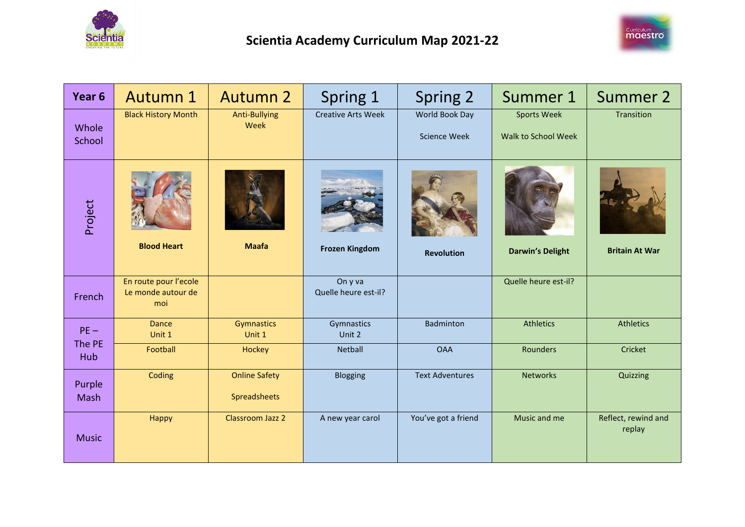# Scientia Academy Curriculum Map 2021-22

| Year 6 | Autumn 1 | Autumn 2 | Spring 1 | Spring 2 | Summer 1 | Summer 2 |
|---|---|---|---|---|---|---|
| Whole School | Black History Month | Anti-Bullying Week | Creative Arts Week | World Book Day<br><br>Science Week | Sports Week<br><br>Walk to School Week | Transition |
| Project | **Blood Heart** | **Maafa** | **Frozen Kingdom** | **Revolution** | **Darwin's Delight** | **Britain At War** |
| French | En route pour l'ecole<br>Le monde autour de moi | | On y va<br>Quelle heure est-il? | | Quelle heure est-il? | |
| PE – The PE Hub | Dance Unit 1 | Gymnastics Unit 1 | Gymnastics Unit 2 | Badminton | Athletics | Athletics |
| | Football | Hockey | Netball | OAA | Rounders | Cricket |
| Purple Mash | Coding | Online Safety<br><br>Spreadsheets | Blogging | Text Adventures | Networks | Quizzing |
| Music | Happy | Classroom Jazz 2 | A new year carol | You've got a friend | Music and me | Reflect, rewind and replay |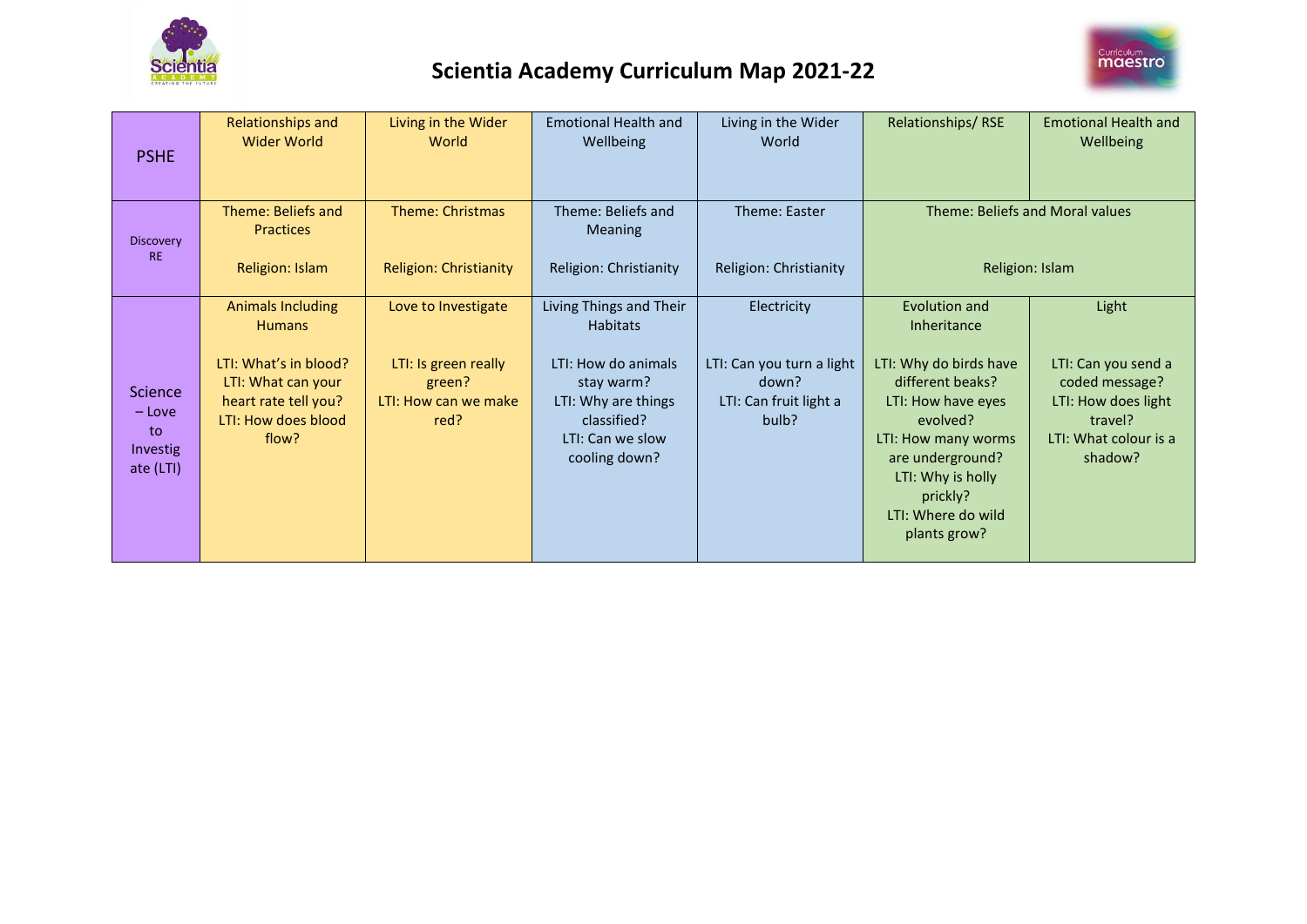# Scientia Academy Curriculum Map 2021-22

| | | | | | | |
|---|---|---|---|---|---|---|
| PSHE | Relationships and Wider World | Living in the Wider World | Emotional Health and Wellbeing | Living in the Wider World | Relationships/ RSE | Emotional Health and Wellbeing |
| Discovery RE | Theme: Beliefs and Practices<br><br>Religion: Islam | Theme: Christmas<br><br>Religion: Christianity | Theme: Beliefs and Meaning<br><br>Religion: Christianity | Theme: Easter<br><br>Religion: Christianity | Theme: Beliefs and Moral values<br><br>Religion: Islam | |
| Science – Love to Investigate (LTI) | Animals Including Humans<br><br>LTI: What's in blood?<br>LTI: What can your heart rate tell you?<br>LTI: How does blood flow? | Love to Investigate<br><br>LTI: Is green really green?<br>LTI: How can we make red? | Living Things and Their Habitats<br><br>LTI: How do animals stay warm?<br>LTI: Why are things classified?<br>LTI: Can we slow cooling down? | Electricity<br><br>LTI: Can you turn a light down?<br>LTI: Can fruit light a bulb? | Evolution and Inheritance<br><br>LTI: Why do birds have different beaks?<br>LTI: How have eyes evolved?<br>LTI: How many worms are underground?<br>LTI: Why is holly prickly?<br>LTI: Where do wild plants grow? | Light<br><br>LTI: Can you send a coded message?<br>LTI: How does light travel?<br>LTI: What colour is a shadow? |